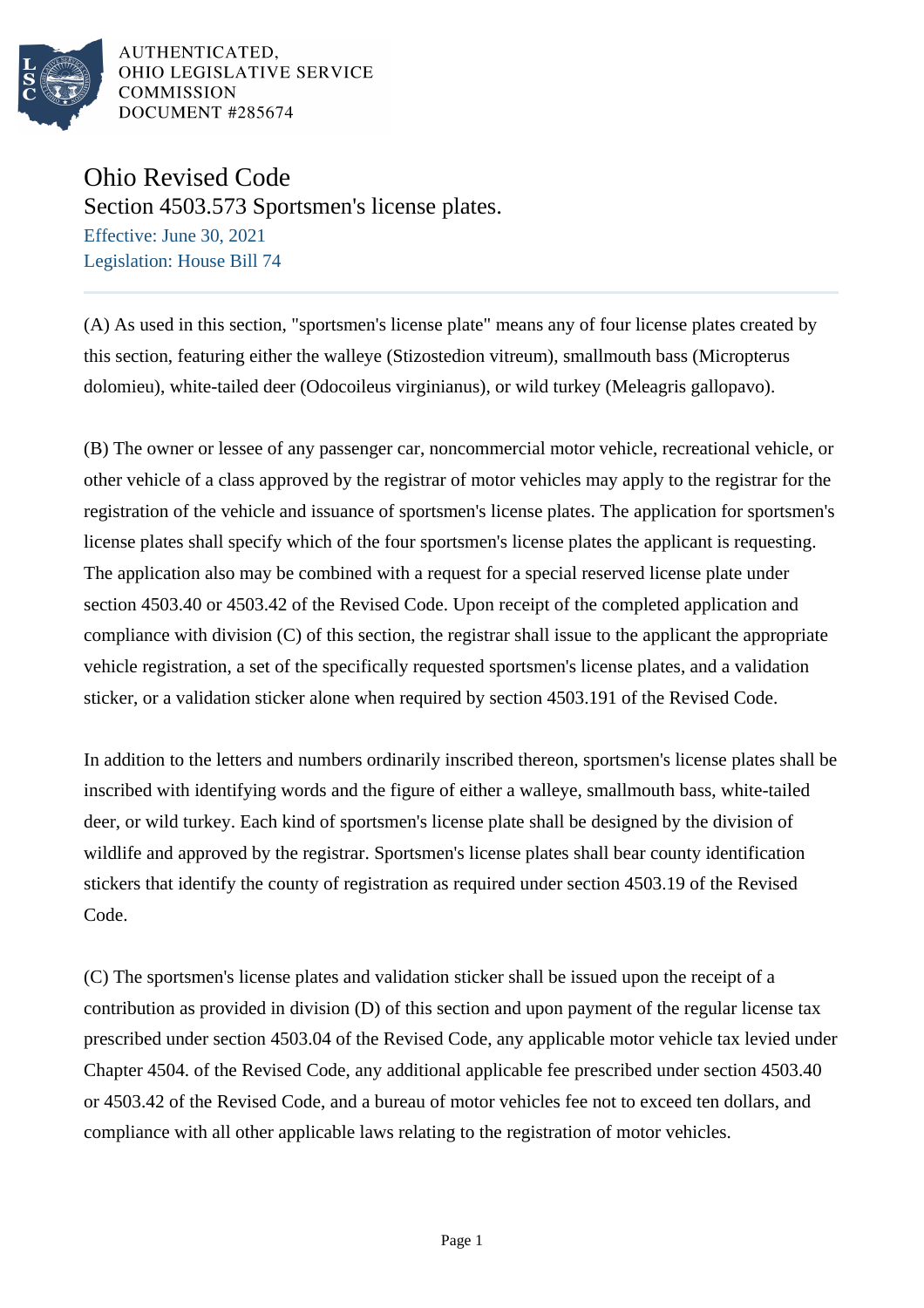AUTHENTICATED,
OHIO LEGISLATIVE SERVICE
COMMISSION
DOCUMENT #285674

# Ohio Revised Code

## Section 4503.573 Sportsmen's license plates.

Effective: June 30, 2021
Legislation: House Bill 74

(A) As used in this section, "sportsmen's license plate" means any of four license plates created by this section, featuring either the walleye (Stizostedion vitreum), smallmouth bass (Micropterus dolomieu), white-tailed deer (Odocoileus virginianus), or wild turkey (Meleagris gallopavo).

(B) The owner or lessee of any passenger car, noncommercial motor vehicle, recreational vehicle, or other vehicle of a class approved by the registrar of motor vehicles may apply to the registrar for the registration of the vehicle and issuance of sportsmen's license plates. The application for sportsmen's license plates shall specify which of the four sportsmen's license plates the applicant is requesting. The application also may be combined with a request for a special reserved license plate under section 4503.40 or 4503.42 of the Revised Code. Upon receipt of the completed application and compliance with division (C) of this section, the registrar shall issue to the applicant the appropriate vehicle registration, a set of the specifically requested sportsmen's license plates, and a validation sticker, or a validation sticker alone when required by section 4503.191 of the Revised Code.

In addition to the letters and numbers ordinarily inscribed thereon, sportsmen's license plates shall be inscribed with identifying words and the figure of either a walleye, smallmouth bass, white-tailed deer, or wild turkey. Each kind of sportsmen's license plate shall be designed by the division of wildlife and approved by the registrar. Sportsmen's license plates shall bear county identification stickers that identify the county of registration as required under section 4503.19 of the Revised Code.

(C) The sportsmen's license plates and validation sticker shall be issued upon the receipt of a contribution as provided in division (D) of this section and upon payment of the regular license tax prescribed under section 4503.04 of the Revised Code, any applicable motor vehicle tax levied under Chapter 4504. of the Revised Code, any additional applicable fee prescribed under section 4503.40 or 4503.42 of the Revised Code, and a bureau of motor vehicles fee not to exceed ten dollars, and compliance with all other applicable laws relating to the registration of motor vehicles.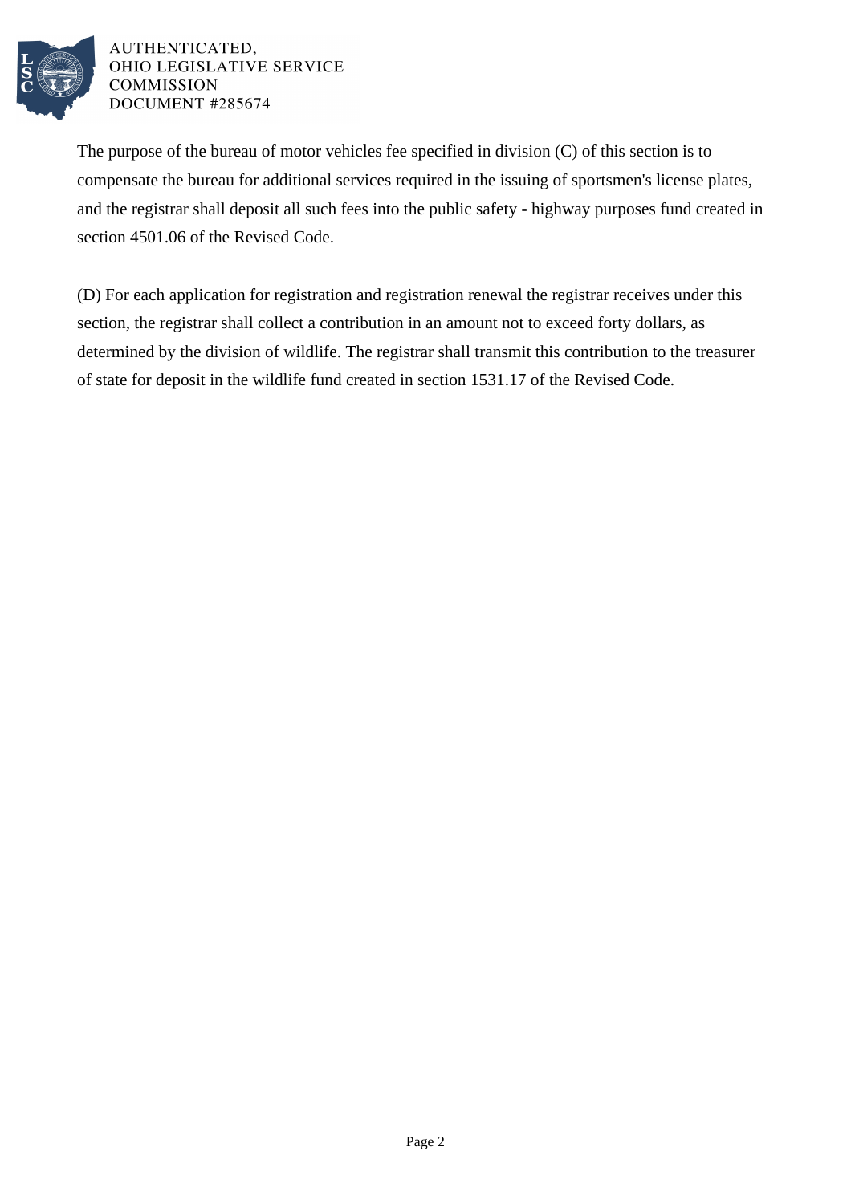The purpose of the bureau of motor vehicles fee specified in division (C) of this section is to compensate the bureau for additional services required in the issuing of sportsmen's license plates, and the registrar shall deposit all such fees into the public safety - highway purposes fund created in section 4501.06 of the Revised Code.

(D) For each application for registration and registration renewal the registrar receives under this section, the registrar shall collect a contribution in an amount not to exceed forty dollars, as determined by the division of wildlife. The registrar shall transmit this contribution to the treasurer of state for deposit in the wildlife fund created in section 1531.17 of the Revised Code.